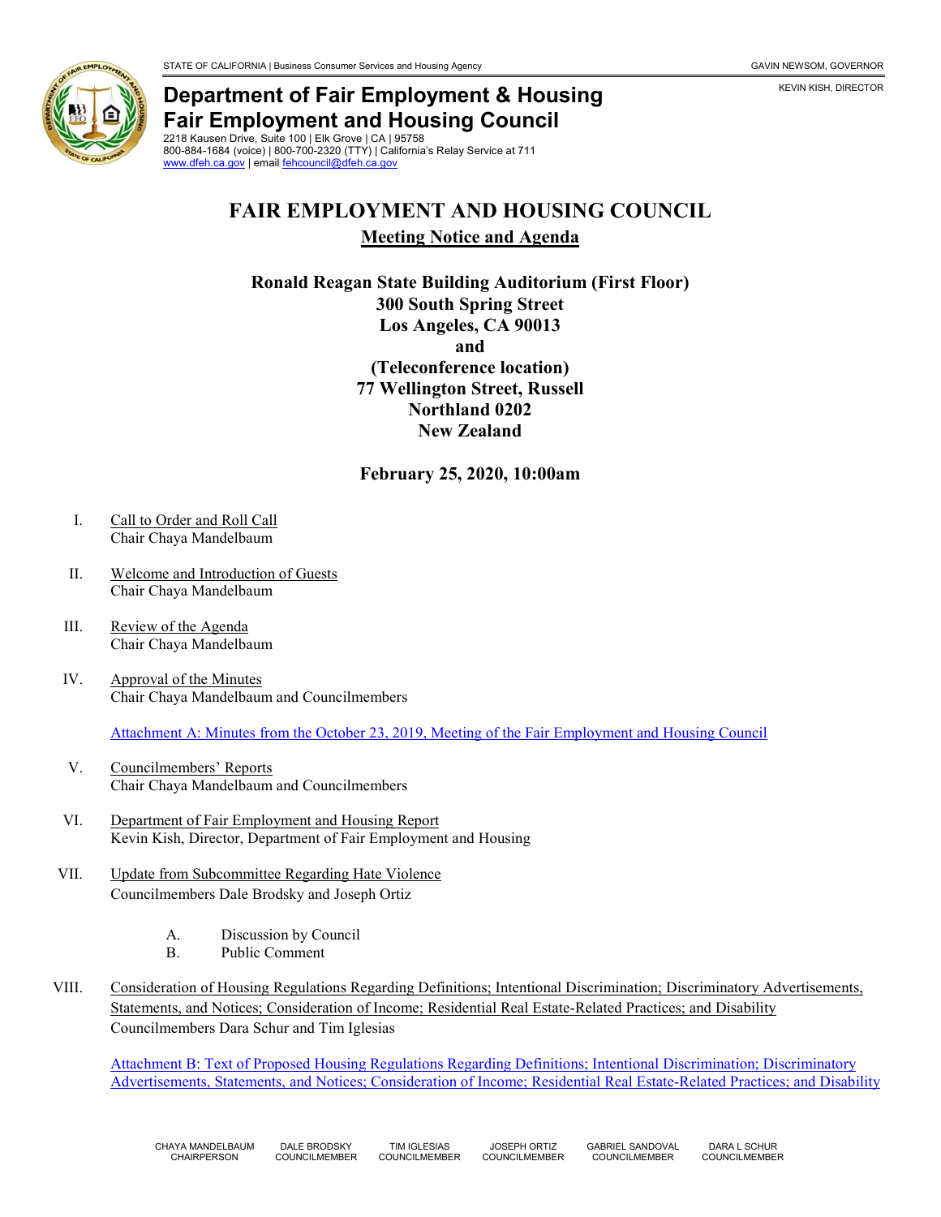STATE OF CALIFORNIA | Business Consumer Services and Housing Agency GAVIN NEWSOM, GOVERNOR

KEVIN KISH, DIRECTOR

**Department of Fair Employment & Housing**
**Fair Employment and Housing Council**
2218 Kausen Drive, Suite 100 | Elk Grove | CA | 95758
800-884-1684 (voice) | 800-700-2320 (TTY) | California's Relay Service at 711
www.dfeh.ca.gov | email fehcouncil@dfeh.ca.gov

# FAIR EMPLOYMENT AND HOUSING COUNCIL

## Meeting Notice and Agenda

**Ronald Reagan State Building Auditorium (First Floor)**
**300 South Spring Street**
**Los Angeles, CA 90013**
**and**
**(Teleconference location)**
**77 Wellington Street, Russell**
**Northland 0202**
**New Zealand**

**February 25, 2020, 10:00am**

I. Call to Order and Roll Call
Chair Chaya Mandelbaum

II. Welcome and Introduction of Guests
Chair Chaya Mandelbaum

III. Review of the Agenda
Chair Chaya Mandelbaum

IV. Approval of the Minutes
Chair Chaya Mandelbaum and Councilmembers

Attachment A: Minutes from the October 23, 2019, Meeting of the Fair Employment and Housing Council

V. Councilmembers' Reports
Chair Chaya Mandelbaum and Councilmembers

VI. Department of Fair Employment and Housing Report
Kevin Kish, Director, Department of Fair Employment and Housing

VII. Update from Subcommittee Regarding Hate Violence
Councilmembers Dale Brodsky and Joseph Ortiz

A. Discussion by Council
B. Public Comment

VIII. Consideration of Housing Regulations Regarding Definitions; Intentional Discrimination; Discriminatory Advertisements, Statements, and Notices; Consideration of Income; Residential Real Estate-Related Practices; and Disability
Councilmembers Dara Schur and Tim Iglesias

Attachment B: Text of Proposed Housing Regulations Regarding Definitions; Intentional Discrimination; Discriminatory Advertisements, Statements, and Notices; Consideration of Income; Residential Real Estate-Related Practices; and Disability

CHAYA MANDELBAUM, CHAIRPERSON | DALE BRODSKY, COUNCILMEMBER | TIM IGLESIAS, COUNCILMEMBER | JOSEPH ORTIZ, COUNCILMEMBER | GABRIEL SANDOVAL, COUNCILMEMBER | DARA L SCHUR, COUNCILMEMBER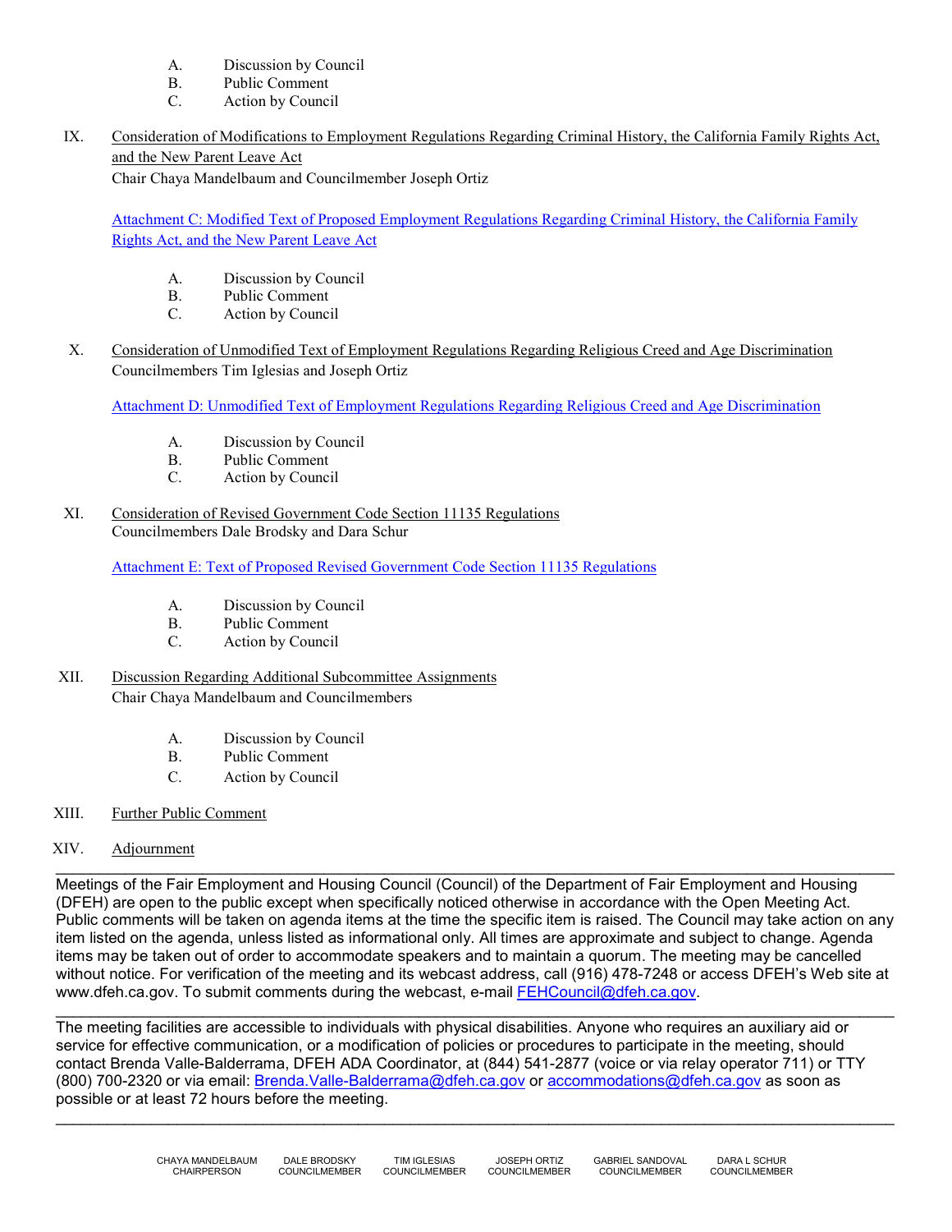A. Discussion by Council
B. Public Comment
C. Action by Council

IX. Consideration of Modifications to Employment Regulations Regarding Criminal History, the California Family Rights Act, and the New Parent Leave Act
Chair Chaya Mandelbaum and Councilmember Joseph Ortiz

Attachment C: Modified Text of Proposed Employment Regulations Regarding Criminal History, the California Family Rights Act, and the New Parent Leave Act

A. Discussion by Council
B. Public Comment
C. Action by Council

X. Consideration of Unmodified Text of Employment Regulations Regarding Religious Creed and Age Discrimination
Councilmembers Tim Iglesias and Joseph Ortiz

Attachment D: Unmodified Text of Employment Regulations Regarding Religious Creed and Age Discrimination

A. Discussion by Council
B. Public Comment
C. Action by Council

XI. Consideration of Revised Government Code Section 11135 Regulations
Councilmembers Dale Brodsky and Dara Schur

Attachment E: Text of Proposed Revised Government Code Section 11135 Regulations

A. Discussion by Council
B. Public Comment
C. Action by Council

XII. Discussion Regarding Additional Subcommittee Assignments
Chair Chaya Mandelbaum and Councilmembers

A. Discussion by Council
B. Public Comment
C. Action by Council

XIII. Further Public Comment

XIV. Adjournment

---

Meetings of the Fair Employment and Housing Council (Council) of the Department of Fair Employment and Housing (DFEH) are open to the public except when specifically noticed otherwise in accordance with the Open Meeting Act. Public comments will be taken on agenda items at the time the specific item is raised. The Council may take action on any item listed on the agenda, unless listed as informational only. All times are approximate and subject to change. Agenda items may be taken out of order to accommodate speakers and to maintain a quorum. The meeting may be cancelled without notice. For verification of the meeting and its webcast address, call (916) 478-7248 or access DFEH's Web site at www.dfeh.ca.gov. To submit comments during the webcast, e-mail FEHCouncil@dfeh.ca.gov.

---

The meeting facilities are accessible to individuals with physical disabilities. Anyone who requires an auxiliary aid or service for effective communication, or a modification of policies or procedures to participate in the meeting, should contact Brenda Valle-Balderrama, DFEH ADA Coordinator, at (844) 541-2877 (voice or via relay operator 711) or TTY (800) 700-2320 or via email: Brenda.Valle-Balderrama@dfeh.ca.gov or accommodations@dfeh.ca.gov as soon as possible or at least 72 hours before the meeting.

---

CHAYA MANDELBAUM CHAIRPERSON | DALE BRODSKY COUNCILMEMBER | TIM IGLESIAS COUNCILMEMBER | JOSEPH ORTIZ COUNCILMEMBER | GABRIEL SANDOVAL COUNCILMEMBER | DARA L SCHUR COUNCILMEMBER